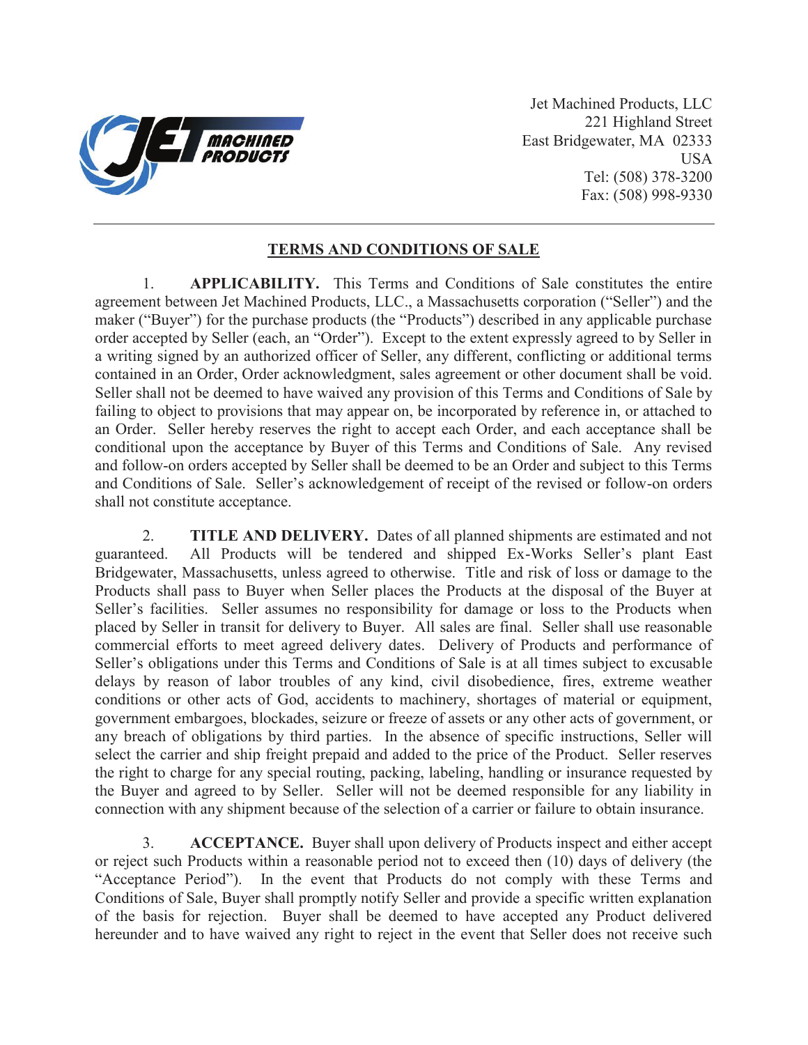Jet Machined Products, LLC
221 Highland Street
East Bridgewater, MA 02333
USA
Tel: (508) 378-3200
Fax: (508) 998-9330

## TERMS AND CONDITIONS OF SALE

1. **APPLICABILITY.** This Terms and Conditions of Sale constitutes the entire agreement between Jet Machined Products, LLC., a Massachusetts corporation ("Seller") and the maker ("Buyer") for the purchase products (the "Products") described in any applicable purchase order accepted by Seller (each, an "Order"). Except to the extent expressly agreed to by Seller in a writing signed by an authorized officer of Seller, any different, conflicting or additional terms contained in an Order, Order acknowledgment, sales agreement or other document shall be void. Seller shall not be deemed to have waived any provision of this Terms and Conditions of Sale by failing to object to provisions that may appear on, be incorporated by reference in, or attached to an Order. Seller hereby reserves the right to accept each Order, and each acceptance shall be conditional upon the acceptance by Buyer of this Terms and Conditions of Sale. Any revised and follow-on orders accepted by Seller shall be deemed to be an Order and subject to this Terms and Conditions of Sale. Seller's acknowledgement of receipt of the revised or follow-on orders shall not constitute acceptance.

2. **TITLE AND DELIVERY.** Dates of all planned shipments are estimated and not guaranteed. All Products will be tendered and shipped Ex-Works Seller's plant East Bridgewater, Massachusetts, unless agreed to otherwise. Title and risk of loss or damage to the Products shall pass to Buyer when Seller places the Products at the disposal of the Buyer at Seller's facilities. Seller assumes no responsibility for damage or loss to the Products when placed by Seller in transit for delivery to Buyer. All sales are final. Seller shall use reasonable commercial efforts to meet agreed delivery dates. Delivery of Products and performance of Seller's obligations under this Terms and Conditions of Sale is at all times subject to excusable delays by reason of labor troubles of any kind, civil disobedience, fires, extreme weather conditions or other acts of God, accidents to machinery, shortages of material or equipment, government embargoes, blockades, seizure or freeze of assets or any other acts of government, or any breach of obligations by third parties. In the absence of specific instructions, Seller will select the carrier and ship freight prepaid and added to the price of the Product. Seller reserves the right to charge for any special routing, packing, labeling, handling or insurance requested by the Buyer and agreed to by Seller. Seller will not be deemed responsible for any liability in connection with any shipment because of the selection of a carrier or failure to obtain insurance.

3. **ACCEPTANCE.** Buyer shall upon delivery of Products inspect and either accept or reject such Products within a reasonable period not to exceed then (10) days of delivery (the "Acceptance Period"). In the event that Products do not comply with these Terms and Conditions of Sale, Buyer shall promptly notify Seller and provide a specific written explanation of the basis for rejection. Buyer shall be deemed to have accepted any Product delivered hereunder and to have waived any right to reject in the event that Seller does not receive such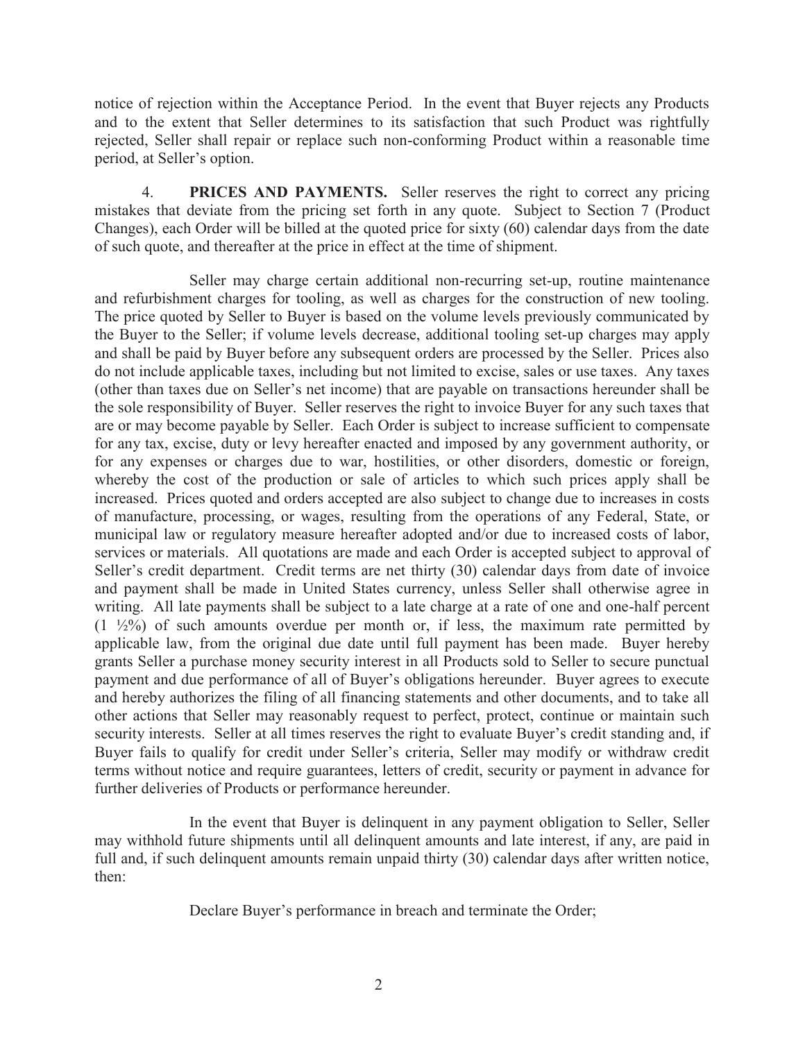notice of rejection within the Acceptance Period. In the event that Buyer rejects any Products and to the extent that Seller determines to its satisfaction that such Product was rightfully rejected, Seller shall repair or replace such non-conforming Product within a reasonable time period, at Seller's option.

4. **PRICES AND PAYMENTS.** Seller reserves the right to correct any pricing mistakes that deviate from the pricing set forth in any quote. Subject to Section 7 (Product Changes), each Order will be billed at the quoted price for sixty (60) calendar days from the date of such quote, and thereafter at the price in effect at the time of shipment.

Seller may charge certain additional non-recurring set-up, routine maintenance and refurbishment charges for tooling, as well as charges for the construction of new tooling. The price quoted by Seller to Buyer is based on the volume levels previously communicated by the Buyer to the Seller; if volume levels decrease, additional tooling set-up charges may apply and shall be paid by Buyer before any subsequent orders are processed by the Seller. Prices also do not include applicable taxes, including but not limited to excise, sales or use taxes. Any taxes (other than taxes due on Seller's net income) that are payable on transactions hereunder shall be the sole responsibility of Buyer. Seller reserves the right to invoice Buyer for any such taxes that are or may become payable by Seller. Each Order is subject to increase sufficient to compensate for any tax, excise, duty or levy hereafter enacted and imposed by any government authority, or for any expenses or charges due to war, hostilities, or other disorders, domestic or foreign, whereby the cost of the production or sale of articles to which such prices apply shall be increased. Prices quoted and orders accepted are also subject to change due to increases in costs of manufacture, processing, or wages, resulting from the operations of any Federal, State, or municipal law or regulatory measure hereafter adopted and/or due to increased costs of labor, services or materials. All quotations are made and each Order is accepted subject to approval of Seller's credit department. Credit terms are net thirty (30) calendar days from date of invoice and payment shall be made in United States currency, unless Seller shall otherwise agree in writing. All late payments shall be subject to a late charge at a rate of one and one-half percent (1 ½%) of such amounts overdue per month or, if less, the maximum rate permitted by applicable law, from the original due date until full payment has been made. Buyer hereby grants Seller a purchase money security interest in all Products sold to Seller to secure punctual payment and due performance of all of Buyer's obligations hereunder. Buyer agrees to execute and hereby authorizes the filing of all financing statements and other documents, and to take all other actions that Seller may reasonably request to perfect, protect, continue or maintain such security interests. Seller at all times reserves the right to evaluate Buyer's credit standing and, if Buyer fails to qualify for credit under Seller's criteria, Seller may modify or withdraw credit terms without notice and require guarantees, letters of credit, security or payment in advance for further deliveries of Products or performance hereunder.

In the event that Buyer is delinquent in any payment obligation to Seller, Seller may withhold future shipments until all delinquent amounts and late interest, if any, are paid in full and, if such delinquent amounts remain unpaid thirty (30) calendar days after written notice, then:

Declare Buyer's performance in breach and terminate the Order;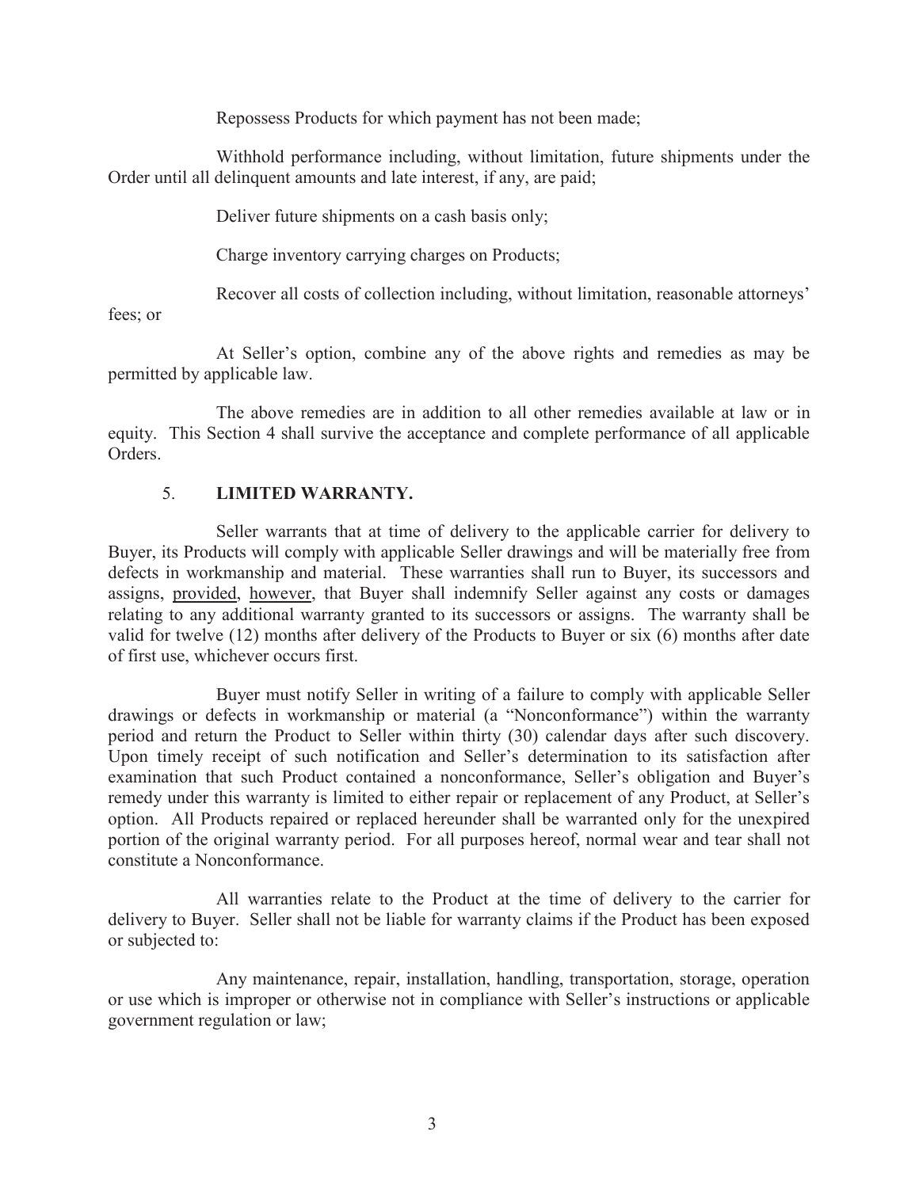Repossess Products for which payment has not been made;

Withhold performance including, without limitation, future shipments under the Order until all delinquent amounts and late interest, if any, are paid;

Deliver future shipments on a cash basis only;

Charge inventory carrying charges on Products;

Recover all costs of collection including, without limitation, reasonable attorneys' fees; or

At Seller's option, combine any of the above rights and remedies as may be permitted by applicable law.

The above remedies are in addition to all other remedies available at law or in equity. This Section 4 shall survive the acceptance and complete performance of all applicable Orders.

5. **LIMITED WARRANTY.**

Seller warrants that at time of delivery to the applicable carrier for delivery to Buyer, its Products will comply with applicable Seller drawings and will be materially free from defects in workmanship and material. These warranties shall run to Buyer, its successors and assigns, provided, however, that Buyer shall indemnify Seller against any costs or damages relating to any additional warranty granted to its successors or assigns. The warranty shall be valid for twelve (12) months after delivery of the Products to Buyer or six (6) months after date of first use, whichever occurs first.

Buyer must notify Seller in writing of a failure to comply with applicable Seller drawings or defects in workmanship or material (a "Nonconformance") within the warranty period and return the Product to Seller within thirty (30) calendar days after such discovery. Upon timely receipt of such notification and Seller's determination to its satisfaction after examination that such Product contained a nonconformance, Seller's obligation and Buyer's remedy under this warranty is limited to either repair or replacement of any Product, at Seller's option. All Products repaired or replaced hereunder shall be warranted only for the unexpired portion of the original warranty period. For all purposes hereof, normal wear and tear shall not constitute a Nonconformance.

All warranties relate to the Product at the time of delivery to the carrier for delivery to Buyer. Seller shall not be liable for warranty claims if the Product has been exposed or subjected to:

Any maintenance, repair, installation, handling, transportation, storage, operation or use which is improper or otherwise not in compliance with Seller's instructions or applicable government regulation or law;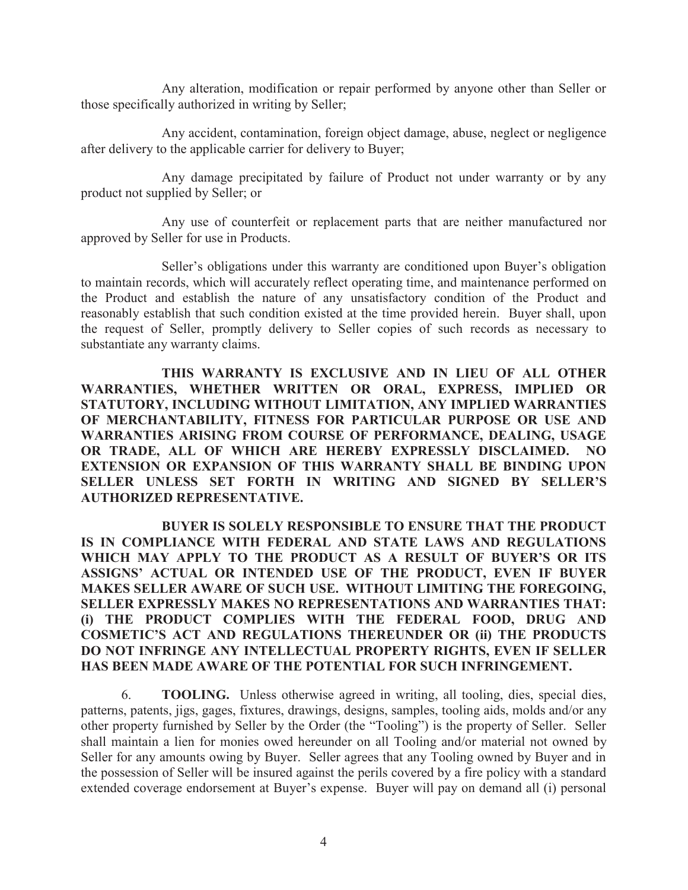Any alteration, modification or repair performed by anyone other than Seller or those specifically authorized in writing by Seller;

Any accident, contamination, foreign object damage, abuse, neglect or negligence after delivery to the applicable carrier for delivery to Buyer;

Any damage precipitated by failure of Product not under warranty or by any product not supplied by Seller; or

Any use of counterfeit or replacement parts that are neither manufactured nor approved by Seller for use in Products.

Seller's obligations under this warranty are conditioned upon Buyer's obligation to maintain records, which will accurately reflect operating time, and maintenance performed on the Product and establish the nature of any unsatisfactory condition of the Product and reasonably establish that such condition existed at the time provided herein. Buyer shall, upon the request of Seller, promptly delivery to Seller copies of such records as necessary to substantiate any warranty claims.

**THIS WARRANTY IS EXCLUSIVE AND IN LIEU OF ALL OTHER WARRANTIES, WHETHER WRITTEN OR ORAL, EXPRESS, IMPLIED OR STATUTORY, INCLUDING WITHOUT LIMITATION, ANY IMPLIED WARRANTIES OF MERCHANTABILITY, FITNESS FOR PARTICULAR PURPOSE OR USE AND WARRANTIES ARISING FROM COURSE OF PERFORMANCE, DEALING, USAGE OR TRADE, ALL OF WHICH ARE HEREBY EXPRESSLY DISCLAIMED. NO EXTENSION OR EXPANSION OF THIS WARRANTY SHALL BE BINDING UPON SELLER UNLESS SET FORTH IN WRITING AND SIGNED BY SELLER'S AUTHORIZED REPRESENTATIVE.**

**BUYER IS SOLELY RESPONSIBLE TO ENSURE THAT THE PRODUCT IS IN COMPLIANCE WITH FEDERAL AND STATE LAWS AND REGULATIONS WHICH MAY APPLY TO THE PRODUCT AS A RESULT OF BUYER'S OR ITS ASSIGNS' ACTUAL OR INTENDED USE OF THE PRODUCT, EVEN IF BUYER MAKES SELLER AWARE OF SUCH USE. WITHOUT LIMITING THE FOREGOING, SELLER EXPRESSLY MAKES NO REPRESENTATIONS AND WARRANTIES THAT: (i) THE PRODUCT COMPLIES WITH THE FEDERAL FOOD, DRUG AND COSMETIC'S ACT AND REGULATIONS THEREUNDER OR (ii) THE PRODUCTS DO NOT INFRINGE ANY INTELLECTUAL PROPERTY RIGHTS, EVEN IF SELLER HAS BEEN MADE AWARE OF THE POTENTIAL FOR SUCH INFRINGEMENT.**

6. **TOOLING.** Unless otherwise agreed in writing, all tooling, dies, special dies, patterns, patents, jigs, gages, fixtures, drawings, designs, samples, tooling aids, molds and/or any other property furnished by Seller by the Order (the "Tooling") is the property of Seller. Seller shall maintain a lien for monies owed hereunder on all Tooling and/or material not owned by Seller for any amounts owing by Buyer. Seller agrees that any Tooling owned by Buyer and in the possession of Seller will be insured against the perils covered by a fire policy with a standard extended coverage endorsement at Buyer's expense. Buyer will pay on demand all (i) personal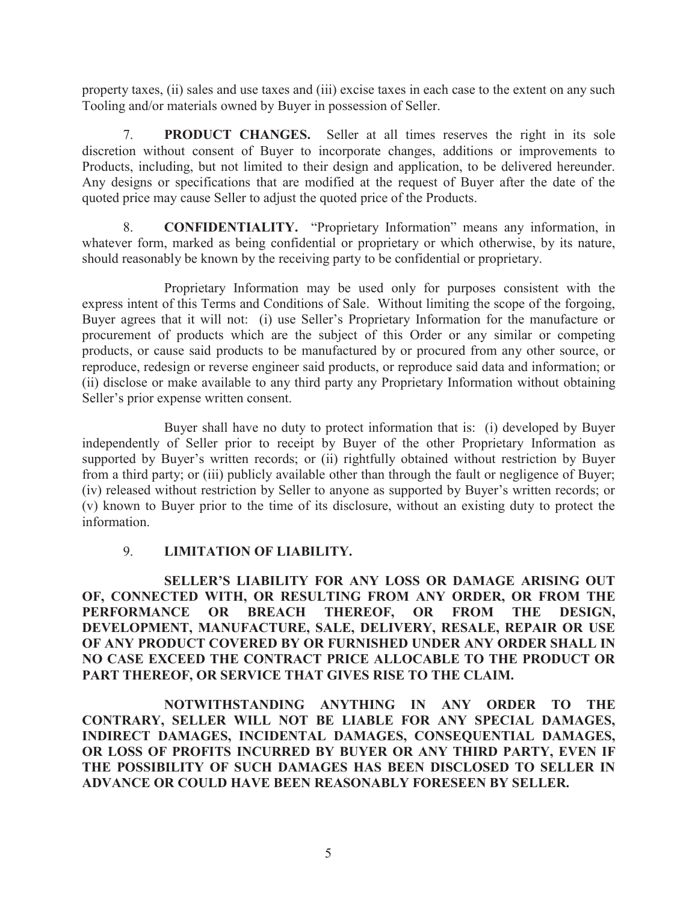property taxes, (ii) sales and use taxes and (iii) excise taxes in each case to the extent on any such Tooling and/or materials owned by Buyer in possession of Seller.

7. **PRODUCT CHANGES.** Seller at all times reserves the right in its sole discretion without consent of Buyer to incorporate changes, additions or improvements to Products, including, but not limited to their design and application, to be delivered hereunder. Any designs or specifications that are modified at the request of Buyer after the date of the quoted price may cause Seller to adjust the quoted price of the Products.

8. **CONFIDENTIALITY.** "Proprietary Information" means any information, in whatever form, marked as being confidential or proprietary or which otherwise, by its nature, should reasonably be known by the receiving party to be confidential or proprietary.

Proprietary Information may be used only for purposes consistent with the express intent of this Terms and Conditions of Sale. Without limiting the scope of the forgoing, Buyer agrees that it will not: (i) use Seller's Proprietary Information for the manufacture or procurement of products which are the subject of this Order or any similar or competing products, or cause said products to be manufactured by or procured from any other source, or reproduce, redesign or reverse engineer said products, or reproduce said data and information; or (ii) disclose or make available to any third party any Proprietary Information without obtaining Seller's prior expense written consent.

Buyer shall have no duty to protect information that is: (i) developed by Buyer independently of Seller prior to receipt by Buyer of the other Proprietary Information as supported by Buyer's written records; or (ii) rightfully obtained without restriction by Buyer from a third party; or (iii) publicly available other than through the fault or negligence of Buyer; (iv) released without restriction by Seller to anyone as supported by Buyer's written records; or (v) known to Buyer prior to the time of its disclosure, without an existing duty to protect the information.

9. **LIMITATION OF LIABILITY.**

**SELLER'S LIABILITY FOR ANY LOSS OR DAMAGE ARISING OUT OF, CONNECTED WITH, OR RESULTING FROM ANY ORDER, OR FROM THE PERFORMANCE OR BREACH THEREOF, OR FROM THE DESIGN, DEVELOPMENT, MANUFACTURE, SALE, DELIVERY, RESALE, REPAIR OR USE OF ANY PRODUCT COVERED BY OR FURNISHED UNDER ANY ORDER SHALL IN NO CASE EXCEED THE CONTRACT PRICE ALLOCABLE TO THE PRODUCT OR PART THEREOF, OR SERVICE THAT GIVES RISE TO THE CLAIM.**

**NOTWITHSTANDING ANYTHING IN ANY ORDER TO THE CONTRARY, SELLER WILL NOT BE LIABLE FOR ANY SPECIAL DAMAGES, INDIRECT DAMAGES, INCIDENTAL DAMAGES, CONSEQUENTIAL DAMAGES, OR LOSS OF PROFITS INCURRED BY BUYER OR ANY THIRD PARTY, EVEN IF THE POSSIBILITY OF SUCH DAMAGES HAS BEEN DISCLOSED TO SELLER IN ADVANCE OR COULD HAVE BEEN REASONABLY FORESEEN BY SELLER.**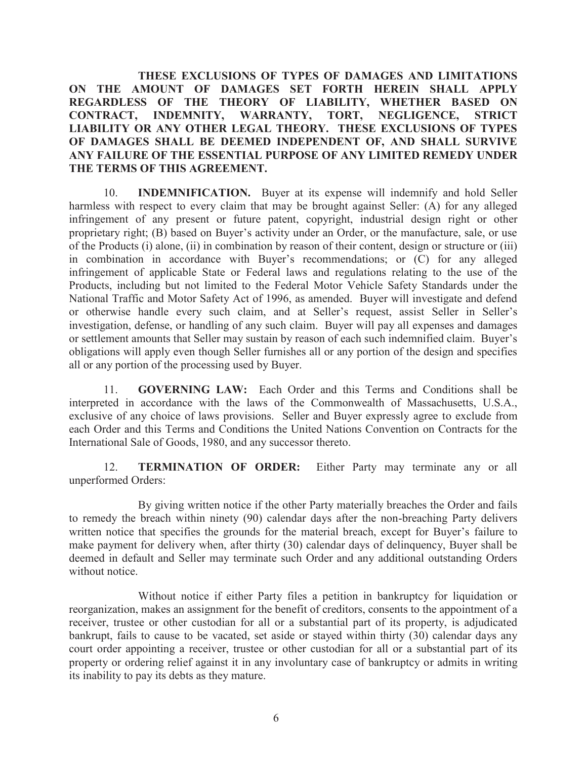**THESE EXCLUSIONS OF TYPES OF DAMAGES AND LIMITATIONS ON THE AMOUNT OF DAMAGES SET FORTH HEREIN SHALL APPLY REGARDLESS OF THE THEORY OF LIABILITY, WHETHER BASED ON CONTRACT, INDEMNITY, WARRANTY, TORT, NEGLIGENCE, STRICT LIABILITY OR ANY OTHER LEGAL THEORY. THESE EXCLUSIONS OF TYPES OF DAMAGES SHALL BE DEEMED INDEPENDENT OF, AND SHALL SURVIVE ANY FAILURE OF THE ESSENTIAL PURPOSE OF ANY LIMITED REMEDY UNDER THE TERMS OF THIS AGREEMENT.**

10. **INDEMNIFICATION.** Buyer at its expense will indemnify and hold Seller harmless with respect to every claim that may be brought against Seller: (A) for any alleged infringement of any present or future patent, copyright, industrial design right or other proprietary right; (B) based on Buyer's activity under an Order, or the manufacture, sale, or use of the Products (i) alone, (ii) in combination by reason of their content, design or structure or (iii) in combination in accordance with Buyer's recommendations; or (C) for any alleged infringement of applicable State or Federal laws and regulations relating to the use of the Products, including but not limited to the Federal Motor Vehicle Safety Standards under the National Traffic and Motor Safety Act of 1996, as amended. Buyer will investigate and defend or otherwise handle every such claim, and at Seller's request, assist Seller in Seller's investigation, defense, or handling of any such claim. Buyer will pay all expenses and damages or settlement amounts that Seller may sustain by reason of each such indemnified claim. Buyer's obligations will apply even though Seller furnishes all or any portion of the design and specifies all or any portion of the processing used by Buyer.

11. **GOVERNING LAW:** Each Order and this Terms and Conditions shall be interpreted in accordance with the laws of the Commonwealth of Massachusetts, U.S.A., exclusive of any choice of laws provisions. Seller and Buyer expressly agree to exclude from each Order and this Terms and Conditions the United Nations Convention on Contracts for the International Sale of Goods, 1980, and any successor thereto.

12. **TERMINATION OF ORDER:** Either Party may terminate any or all unperformed Orders:

By giving written notice if the other Party materially breaches the Order and fails to remedy the breach within ninety (90) calendar days after the non-breaching Party delivers written notice that specifies the grounds for the material breach, except for Buyer's failure to make payment for delivery when, after thirty (30) calendar days of delinquency, Buyer shall be deemed in default and Seller may terminate such Order and any additional outstanding Orders without notice.

Without notice if either Party files a petition in bankruptcy for liquidation or reorganization, makes an assignment for the benefit of creditors, consents to the appointment of a receiver, trustee or other custodian for all or a substantial part of its property, is adjudicated bankrupt, fails to cause to be vacated, set aside or stayed within thirty (30) calendar days any court order appointing a receiver, trustee or other custodian for all or a substantial part of its property or ordering relief against it in any involuntary case of bankruptcy or admits in writing its inability to pay its debts as they mature.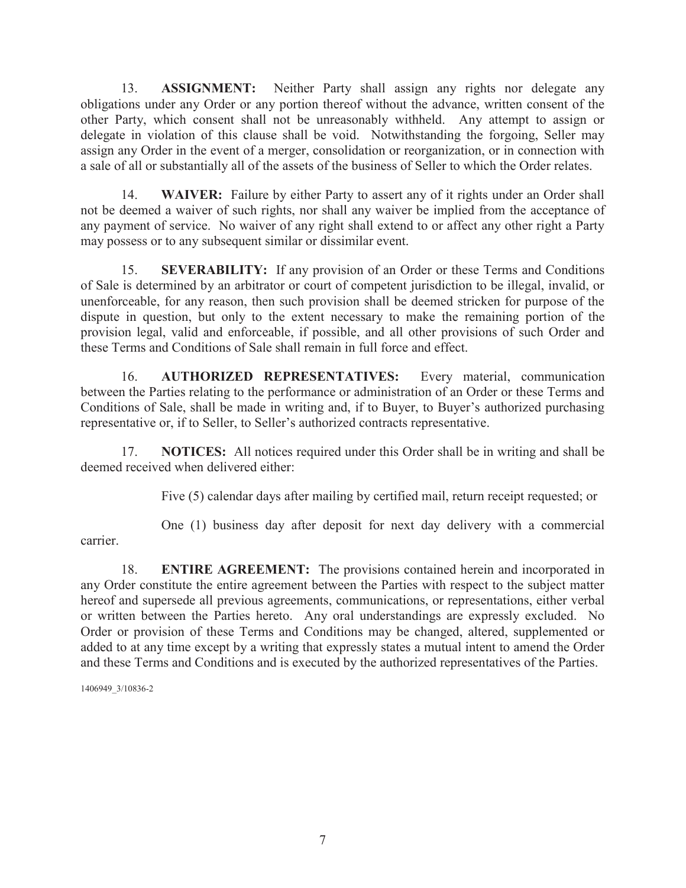13. **ASSIGNMENT:** Neither Party shall assign any rights nor delegate any obligations under any Order or any portion thereof without the advance, written consent of the other Party, which consent shall not be unreasonably withheld. Any attempt to assign or delegate in violation of this clause shall be void. Notwithstanding the forgoing, Seller may assign any Order in the event of a merger, consolidation or reorganization, or in connection with a sale of all or substantially all of the assets of the business of Seller to which the Order relates.

14. **WAIVER:** Failure by either Party to assert any of it rights under an Order shall not be deemed a waiver of such rights, nor shall any waiver be implied from the acceptance of any payment of service. No waiver of any right shall extend to or affect any other right a Party may possess or to any subsequent similar or dissimilar event.

15. **SEVERABILITY:** If any provision of an Order or these Terms and Conditions of Sale is determined by an arbitrator or court of competent jurisdiction to be illegal, invalid, or unenforceable, for any reason, then such provision shall be deemed stricken for purpose of the dispute in question, but only to the extent necessary to make the remaining portion of the provision legal, valid and enforceable, if possible, and all other provisions of such Order and these Terms and Conditions of Sale shall remain in full force and effect.

16. **AUTHORIZED REPRESENTATIVES:** Every material, communication between the Parties relating to the performance or administration of an Order or these Terms and Conditions of Sale, shall be made in writing and, if to Buyer, to Buyer's authorized purchasing representative or, if to Seller, to Seller's authorized contracts representative.

17. **NOTICES:** All notices required under this Order shall be in writing and shall be deemed received when delivered either:

Five (5) calendar days after mailing by certified mail, return receipt requested; or

One (1) business day after deposit for next day delivery with a commercial carrier.

18. **ENTIRE AGREEMENT:** The provisions contained herein and incorporated in any Order constitute the entire agreement between the Parties with respect to the subject matter hereof and supersede all previous agreements, communications, or representations, either verbal or written between the Parties hereto. Any oral understandings are expressly excluded. No Order or provision of these Terms and Conditions may be changed, altered, supplemented or added to at any time except by a writing that expressly states a mutual intent to amend the Order and these Terms and Conditions and is executed by the authorized representatives of the Parties.

1406949_3/10836-2